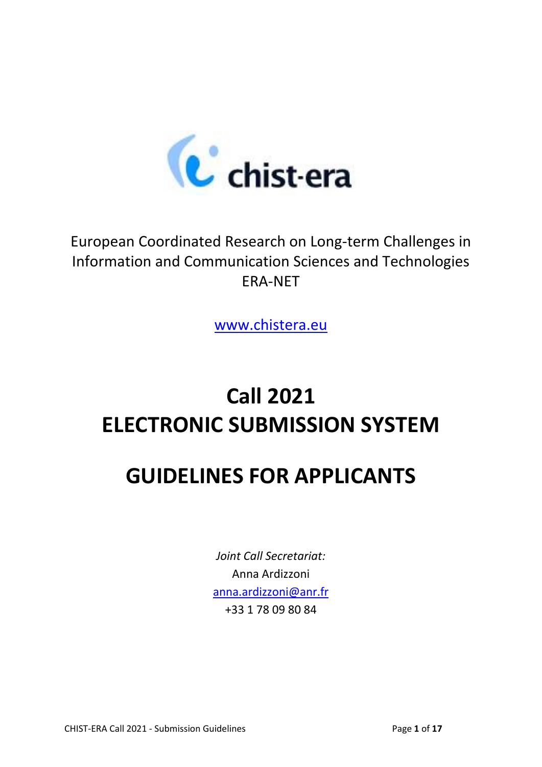chist-era

European Coordinated Research on Long-term Challenges in Information and Communication Sciences and Technologies ERA-NET

www.chistera.eu

# Call 2021
# ELECTRONIC SUBMISSION SYSTEM

# GUIDELINES FOR APPLICANTS

*Joint Call Secretariat:*

Anna Ardizzoni

anna.ardizzoni@anr.fr

+33 1 78 09 80 84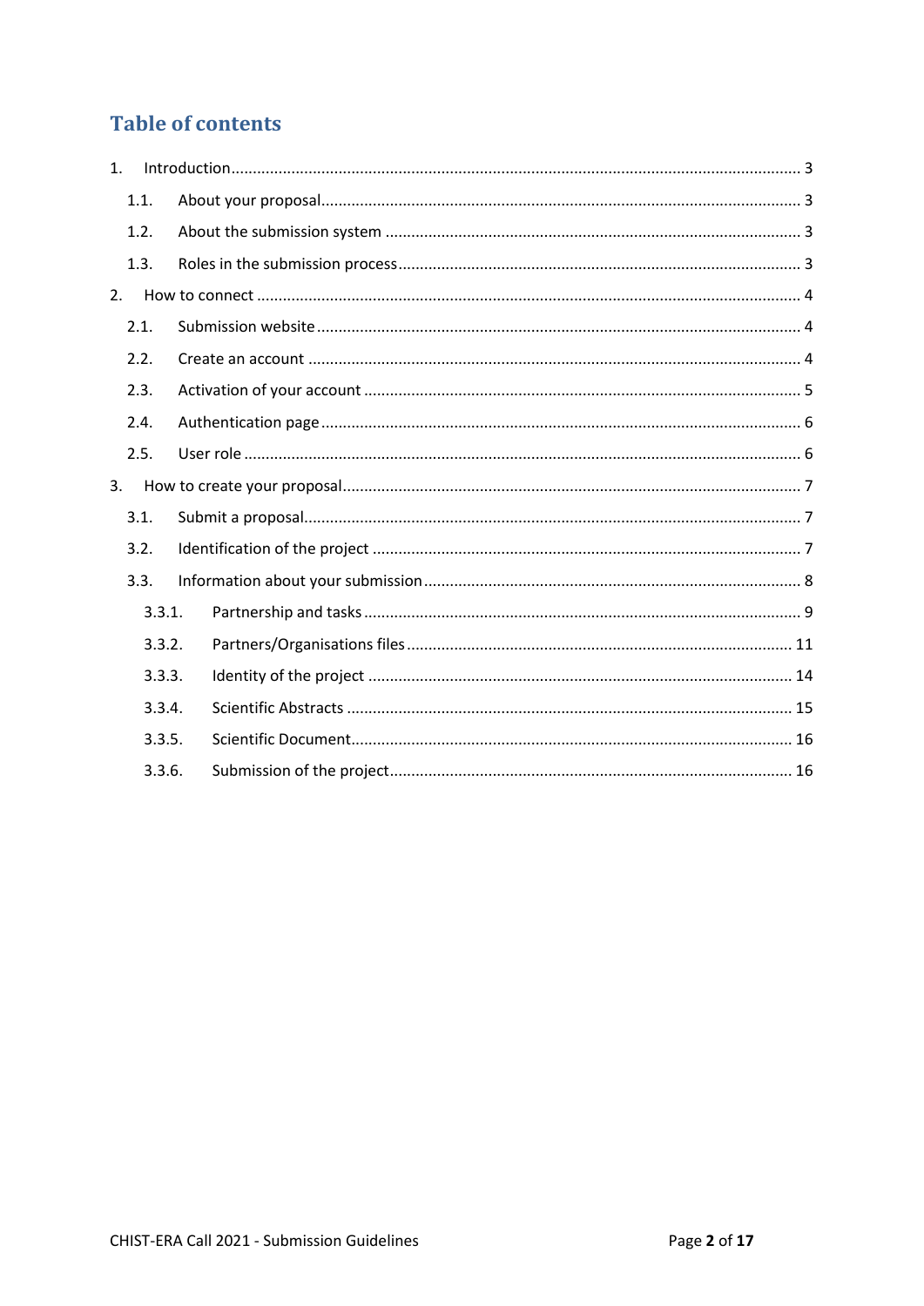# Table of contents

1. Introduction .......... 3
   - 1.1. About your proposal .......... 3
   - 1.2. About the submission system .......... 3
   - 1.3. Roles in the submission process .......... 3
2. How to connect .......... 4
   - 2.1. Submission website .......... 4
   - 2.2. Create an account .......... 4
   - 2.3. Activation of your account .......... 5
   - 2.4. Authentication page .......... 6
   - 2.5. User role .......... 6
3. How to create your proposal .......... 7
   - 3.1. Submit a proposal .......... 7
   - 3.2. Identification of the project .......... 7
   - 3.3. Information about your submission .......... 8
     - 3.3.1. Partnership and tasks .......... 9
     - 3.3.2. Partners/Organisations files .......... 11
     - 3.3.3. Identity of the project .......... 14
     - 3.3.4. Scientific Abstracts .......... 15
     - 3.3.5. Scientific Document .......... 16
     - 3.3.6. Submission of the project .......... 16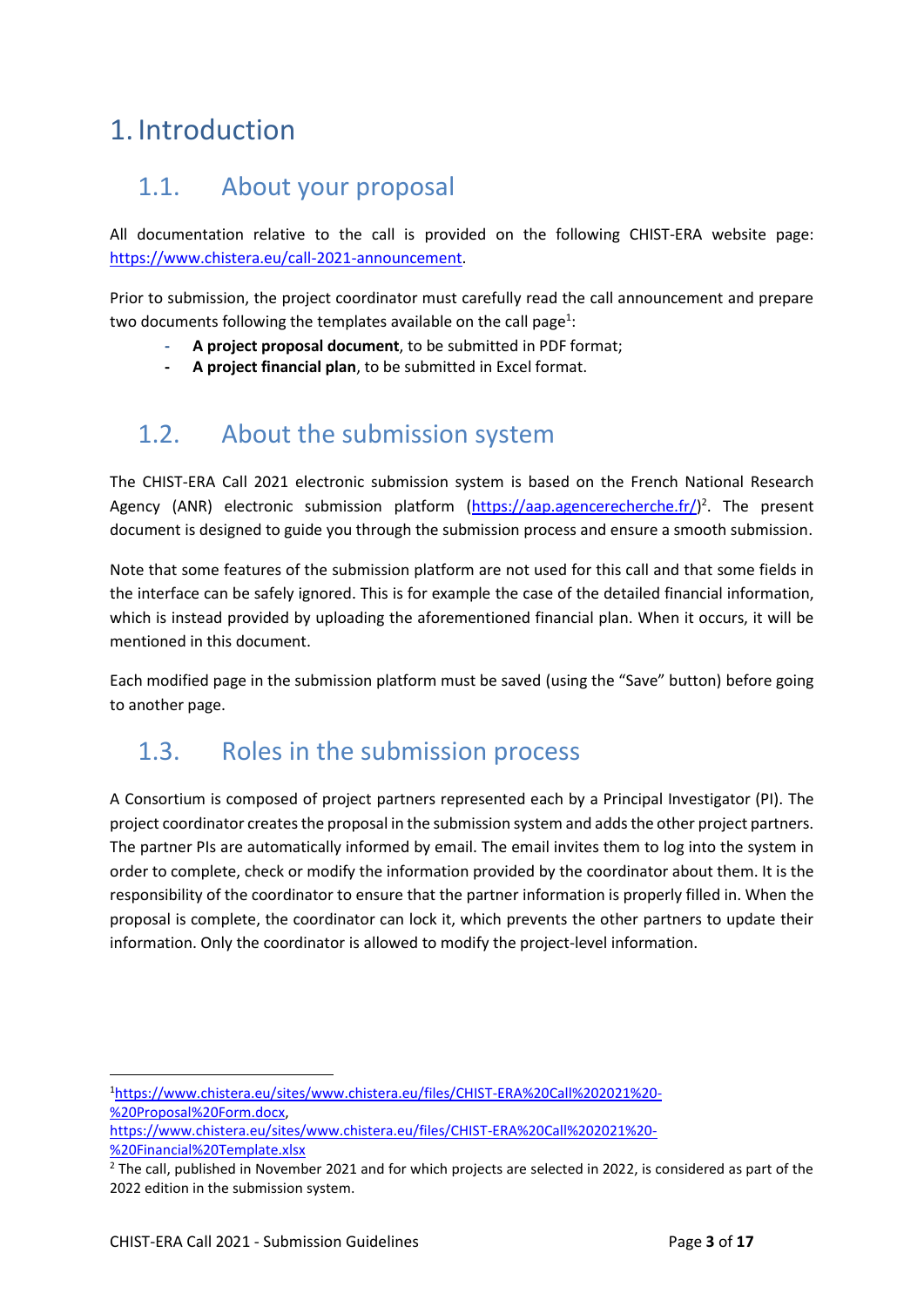# 1. Introduction

## 1.1. About your proposal

All documentation relative to the call is provided on the following CHIST-ERA website page: https://www.chistera.eu/call-2021-announcement.

Prior to submission, the project coordinator must carefully read the call announcement and prepare two documents following the templates available on the call page[1]:

- **A project proposal document**, to be submitted in PDF format;
- **A project financial plan**, to be submitted in Excel format.

## 1.2. About the submission system

The CHIST-ERA Call 2021 electronic submission system is based on the French National Research Agency (ANR) electronic submission platform (https://aap.agencerecherche.fr/)[2]. The present document is designed to guide you through the submission process and ensure a smooth submission.

Note that some features of the submission platform are not used for this call and that some fields in the interface can be safely ignored. This is for example the case of the detailed financial information, which is instead provided by uploading the aforementioned financial plan. When it occurs, it will be mentioned in this document.

Each modified page in the submission platform must be saved (using the "Save" button) before going to another page.

## 1.3. Roles in the submission process

A Consortium is composed of project partners represented each by a Principal Investigator (PI). The project coordinator creates the proposal in the submission system and adds the other project partners. The partner PIs are automatically informed by email. The email invites them to log into the system in order to complete, check or modify the information provided by the coordinator about them. It is the responsibility of the coordinator to ensure that the partner information is properly filled in. When the proposal is complete, the coordinator can lock it, which prevents the other partners to update their information. Only the coordinator is allowed to modify the project-level information.

---

[1] https://www.chistera.eu/sites/www.chistera.eu/files/CHIST-ERA%20Call%202021%20-%20Proposal%20Form.docx, https://www.chistera.eu/sites/www.chistera.eu/files/CHIST-ERA%20Call%202021%20-%20Financial%20Template.xlsx

[2] The call, published in November 2021 and for which projects are selected in 2022, is considered as part of the 2022 edition in the submission system.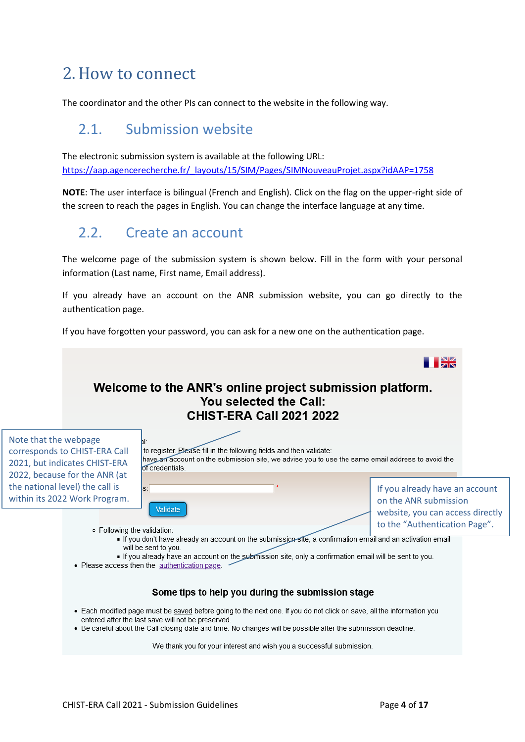## 2. How to connect

The coordinator and the other PIs can connect to the website in the following way.

### 2.1. Submission website

The electronic submission system is available at the following URL:
https://aap.agencerecherche.fr/_layouts/15/SIM/Pages/SIMNouveauProjet.aspx?idAAP=1758

**NOTE**: The user interface is bilingual (French and English). Click on the flag on the upper-right side of the screen to reach the pages in English. You can change the interface language at any time.

### 2.2. Create an account

The welcome page of the submission system is shown below. Fill in the form with your personal information (Last name, First name, Email address).

If you already have an account on the ANR submission website, you can go directly to the authentication page.

If you have forgotten your password, you can ask for a new one on the authentication page.

**Welcome to the ANR's online project submission platform.**
**You selected the Call:**
**CHIST-ERA Call 2021 2022**

Note that the webpage corresponds to CHIST-ERA Call 2021, but indicates CHIST-ERA 2022, because for the national level) the call is within its 2022 Work Program.

...al:
...to register. Please fill in the following fields and then validate:
...have an account on the submission site, we advise you to use the same email address to avoid the ...of credentials.

...s: ______ *

Validate

- Following the validation:
  - If you don't have already an account on the submission site, a confirmation email and an activation email will be sent to you.
  - If you already have an account on the submission site, only a confirmation email will be sent to you.
- Please access then the authentication page.

If you already have an account on the ANR submission website, you can access directly to the "Authentication Page".

**Some tips to help you during the submission stage**

- Each modified page must be saved before going to the next one. If you do not click on save, all the information you entered after the last save will not be preserved.
- Be careful about the Call closing date and time. No changes will be possible after the submission deadline.

We thank you for your interest and wish you a successful submission.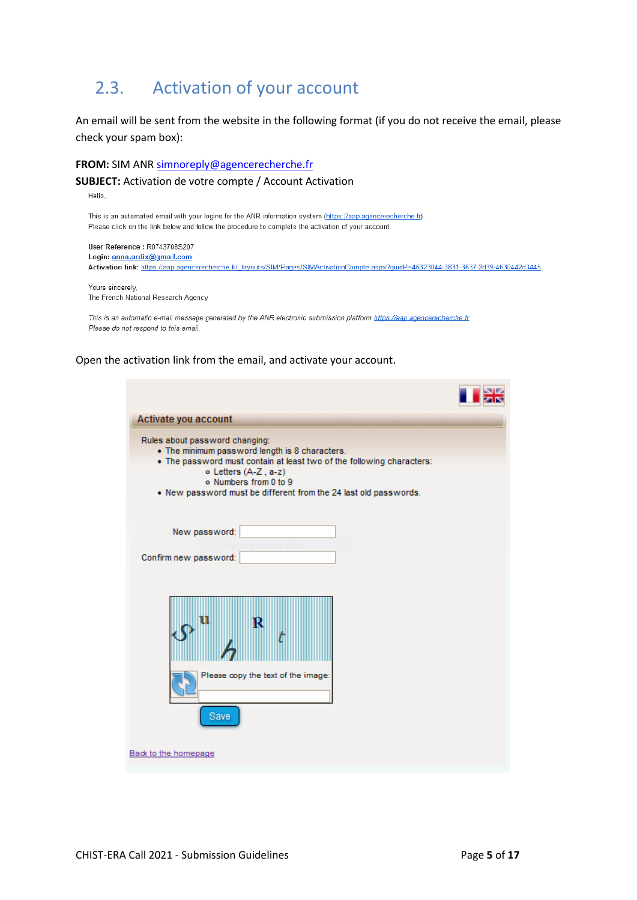## 2.3. Activation of your account

An email will be sent from the website in the following format (if you do not receive the email, please check your spam box):

**FROM:** SIM ANR simnoreply@agencerecherche.fr

**SUBJECT:** Activation de votre compte / Account Activation

Hello,

This is an automated email with your logins for the ANR information system (https://aap.agencerecherche.fr).
Please click on the link below and follow the procedure to complete the activation of your account.

**User Reference :** R0743708S207
**Login:** anna.ardix@gmail.com
**Activation link:** https://aap.agencerecherche.fr/_layouts/SIM/Pages/SIMActivationCompte.aspx?guidP=45323044-3831-3637-2d39-4630442d3445

Yours sincerely,
The French National Research Agency

*This is an automatic e-mail message generated by the ANR electronic submission platform https://aap.agencerecherche.fr.*
*Please do not respond to this email.*

Open the activation link from the email, and activate your account.

**Activate you account**

Rules about password changing:

- The minimum password length is 8 characters.
- The password must contain at least two of the following characters:
  - Letters (A-Z , a-z)
  - Numbers from 0 to 9
- New password must be different from the 24 last old passwords.

New password:

Confirm new password:

Please copy the text of the image:

Save

Back to the homepage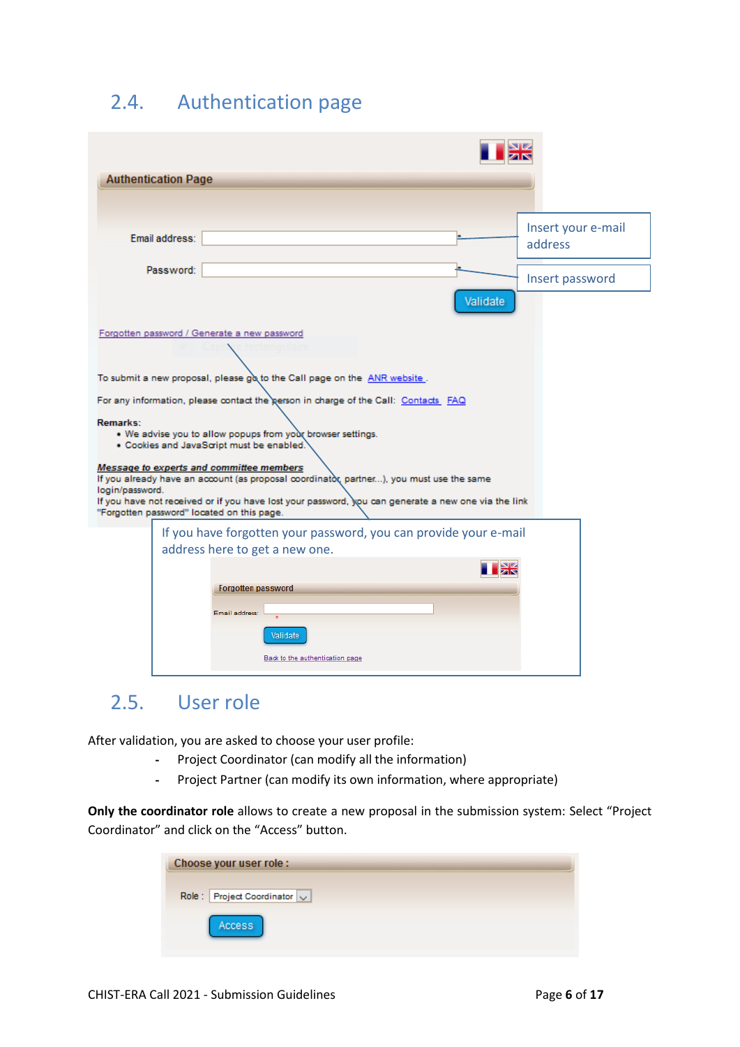## 2.4. Authentication page

**Authentication Page**

Email address: 

Password: 

Validate

Insert your e-mail address

Insert password

Forgotten password / Generate a new password

To submit a new proposal, please go to the Call page on the ANR website .

For any information, please contact the person in charge of the Call: Contacts FAQ

**Remarks:**

- We advise you to allow popups from your browser settings.
- Cookies and JavaScript must be enabled.

***Message to experts and committee members***

If you already have an account (as proposal coordinator, partner...), you must use the same login/password.

If you have not received or if you have lost your password, you can generate a new one via the link "Forgotten password" located on this page.

If you have forgotten your password, you can provide your e-mail address here to get a new one.

Forgotten password

Email address: *

Validate

Back to the authentication page

## 2.5. User role

After validation, you are asked to choose your user profile:

- Project Coordinator (can modify all the information)
- Project Partner (can modify its own information, where appropriate)

**Only the coordinator role** allows to create a new proposal in the submission system: Select "Project Coordinator" and click on the "Access" button.

Choose your user role :

Role : Project Coordinator

Access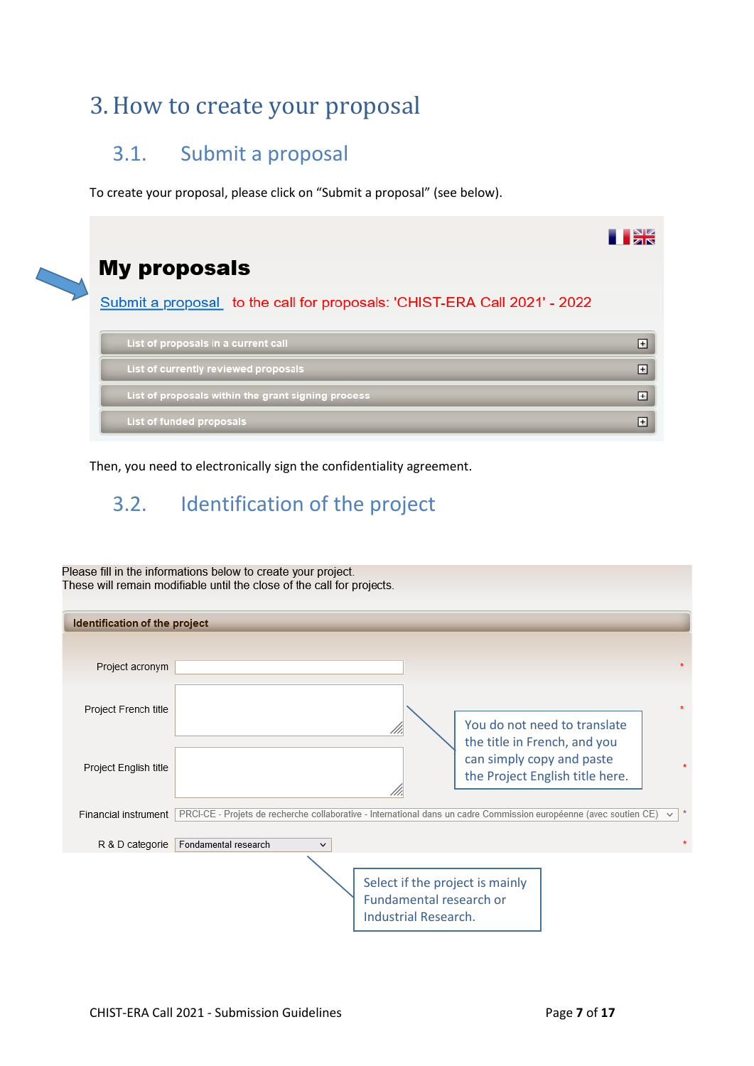# 3. How to create your proposal

## 3.1. Submit a proposal

To create your proposal, please click on "Submit a proposal" (see below).

**My proposals**

Submit a proposal to the call for proposals: 'CHIST-ERA Call 2021' - 2022

- List of proposals in a current call
- List of currently reviewed proposals
- List of proposals within the grant signing process
- List of funded proposals

Then, you need to electronically sign the confidentiality agreement.

## 3.2. Identification of the project

Please fill in the informations below to create your project.
These will remain modifiable until the close of the call for projects.

**Identification of the project**

- Project acronym *
- Project French title *
- Project English title *
- Financial instrument: PRCI-CE - Projets de recherche collaborative - International dans un cadre Commission européenne (avec soutien CE) *
- R & D categorie: Fundamental research *

You do not need to translate the title in French, and you can simply copy and paste the Project English title here.

Select if the project is mainly Fundamental research or Industrial Research.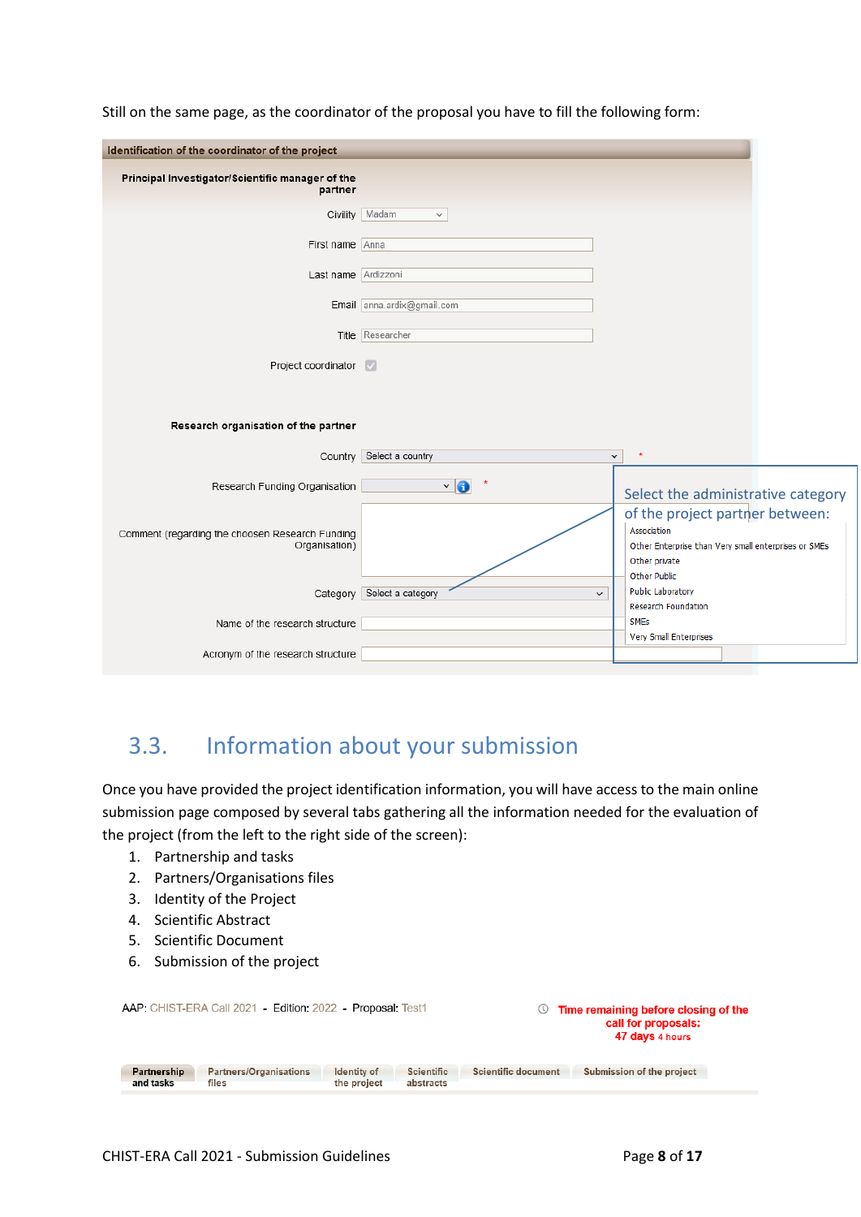Still on the same page, as the coordinator of the proposal you have to fill the following form:

**Identification of the coordinator of the project**

**Principal Investigator/Scientific manager of the partner**

Civility: Madam

First name: Anna

Last name: Ardizzoni

Email: anna.ardix@gmail.com

Title: Researcher

Project coordinator: ☑

**Research organisation of the partner**

Country: Select a country *

Research Funding Organisation: *

Comment (regarding the choosen Research Funding Organisation)

Category: Select a category

Name of the research structure

Acronym of the research structure

Select the administrative category of the project partner between:

- Association
- Other Enterprise than Very small enterprises or SMEs
- Other private
- Other Public
- Public Laboratory
- Research Foundation
- SMEs
- Very Small Enterprises

## 3.3. Information about your submission

Once you have provided the project identification information, you will have access to the main online submission page composed by several tabs gathering all the information needed for the evaluation of the project (from the left to the right side of the screen):

1. Partnership and tasks
2. Partners/Organisations files
3. Identity of the Project
4. Scientific Abstract
5. Scientific Document
6. Submission of the project

AAP: CHIST-ERA Call 2021 - Edition: 2022 - Proposal: Test1

Time remaining before closing of the call for proposals: 47 days 4 hours

Partnership and tasks | Partners/Organisations files | Identity of the project | Scientific abstracts | Scientific document | Submission of the project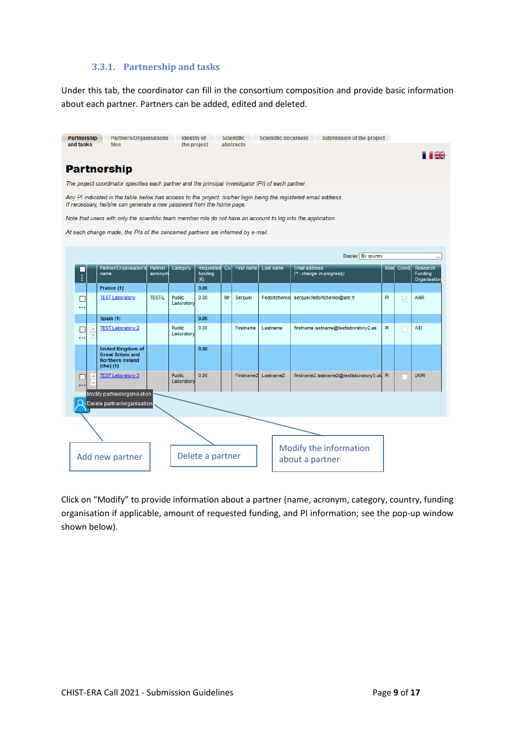### 3.3.1. Partnership and tasks

Under this tab, the coordinator can fill in the consortium composition and provide basic information about each partner. Partners can be added, edited and deleted.

Partnership and tasks | Partners/Organisations files | Identity of the project | Scientific abstracts | Scientific document | Submission of the project

## Partnership

*The project coordinator specifies each partner and the principal investigator (PI) of each partner.*

*Any PI indicated in the table below has access to the project, his/her login being the registered email address. If necessary, he/she can generate a new password from the home page.*

*Note that users with only the scientific team member role do not have an account to log into the application.*

*At each change made, the PIs of the concerned partners are informed by e-mail.*

Display: By country

| Partner/Organisation's name | Partner acronym | Category | Requested funding (€) | Civ. | First name | Last name | Email address (*: change in progress) | Role | Coord. | Research Funding Organisation |
|---|---|---|---|---|---|---|---|---|---|---|
| **France (1)** | | | 0.00 | | | | | | | |
| TEST Laboratory | TEST-L | Public Laboratory | 0.00 | Mr | Serguei | Fedortchenko | serguei.fedortchenko@anr.fr | PI | ✓ | ANR |
| **Spain (1)** | | | 0.00 | | | | | | | |
| TEST Laboratory 2 | | Public Laboratory | 0.00 | | Firstname | Lastname | firstname.lastname@testlaboratory2.es | PI | | AEI |
| **United Kingdom of Great Britain and Northern Ireland (the) (1)** | | | 0.00 | | | | | | | |
| TEST Laboratory 3 | | Public Laboratory | 0.00 | | Firstname2 | Lastname2 | firstname2.lastname2@testlaboratory3.uk | PI | | UKRI |

Modify partner/organisation
Delete partner/organisation

Add new partner | Delete a partner | Modify the information about a partner

Click on "Modify" to provide information about a partner (name, acronym, category, country, funding organisation if applicable, amount of requested funding, and PI information; see the pop-up window shown below).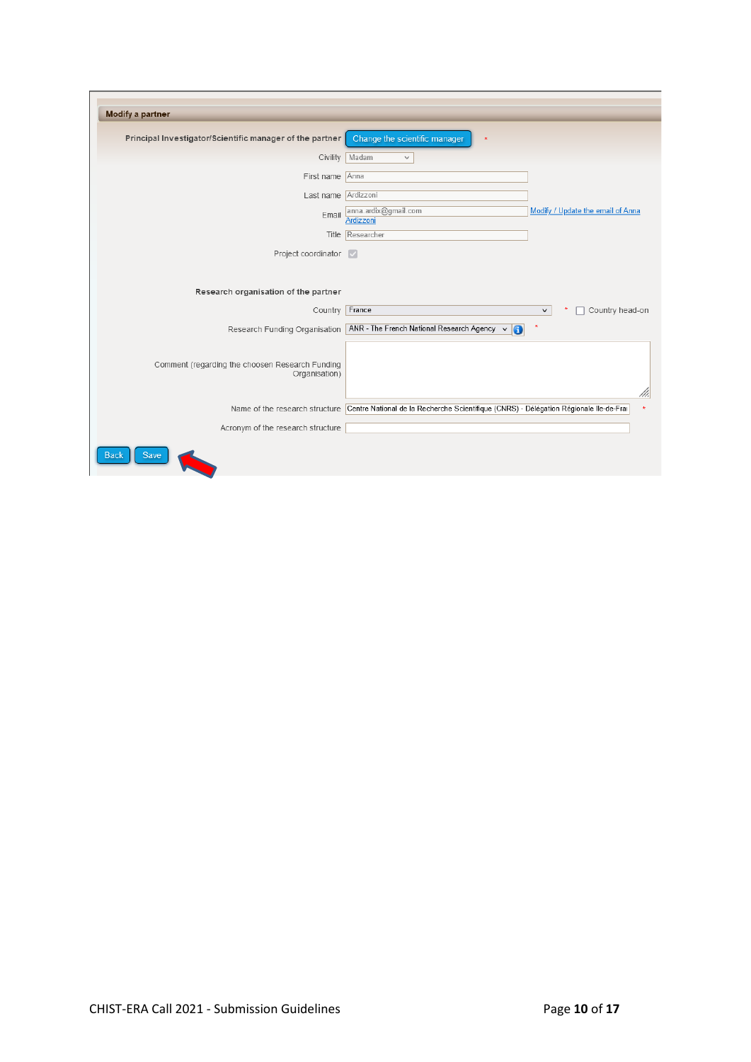**Modify a partner**

Principal Investigator/Scientific manager of the partner: Change the scientific manager *

| Field | Value |
| --- | --- |
| Civility | Madam |
| First name | Anna |
| Last name | Ardizzoni |
| Email | anna.ardix@gmail.com — Modify / Update the email of Anna Ardizzoni |
| Title | Researcher |
| Project coordinator | ☑ |

**Research organisation of the partner**

| Field | Value |
| --- | --- |
| Country | France * ☐ Country head-on |
| Research Funding Organisation | ANR - The French National Research Agency * |
| Comment (regarding the choosen Research Funding Organisation) | |
| Name of the research structure | Centre National de la Recherche Scientifique (CNRS) - Délégation Régionale Ile-de-Frai * |
| Acronym of the research structure | |

Back | Save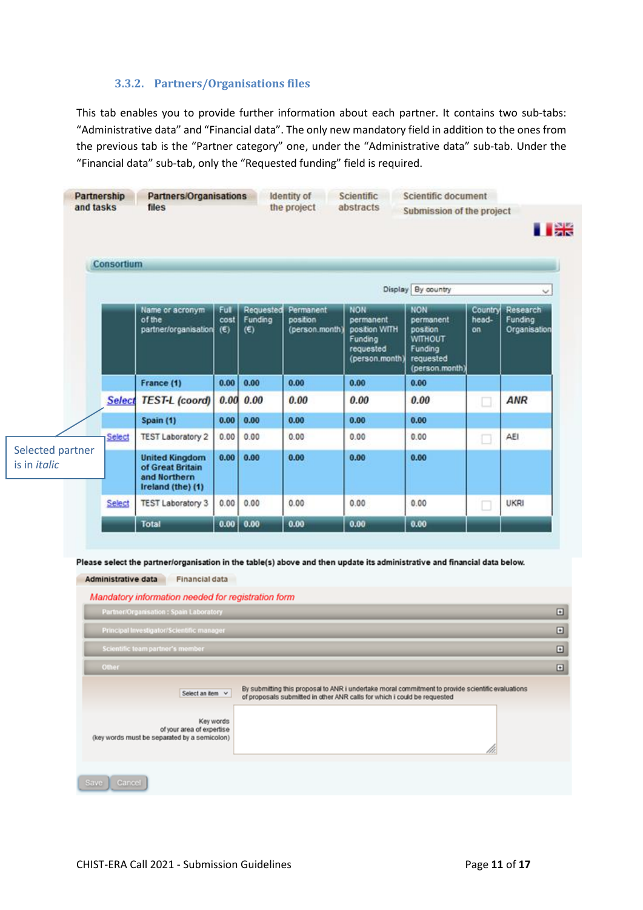### 3.3.2. Partners/Organisations files

This tab enables you to provide further information about each partner. It contains two sub-tabs: "Administrative data" and "Financial data". The only new mandatory field in addition to the ones from the previous tab is the "Partner category" one, under the "Administrative data" sub-tab. Under the "Financial data" sub-tab, only the "Requested funding" field is required.

Partnership and tasks | Partners/Organisations files | Identity of the project | Scientific abstracts | Scientific document | Submission of the project

Consortium

Display: By country

| | Name or acronym of the partner/organisation | Full cost (€) | Requested Funding (€) | Permanent position (person.month) | NON permanent position WITH Funding requested (person.month) | NON permanent position WITHOUT Funding requested (person.month) | Country head-on | Research Funding Organisation |
|---|---|---|---|---|---|---|---|---|
| | **France (1)** | **0.00** | **0.00** | **0.00** | **0.00** | **0.00** | | |
| *Select* | *TEST-L (coord)* | *0.00* | *0.00* | *0.00* | *0.00* | *0.00* | ☐ | *ANR* |
| | **Spain (1)** | **0.00** | **0.00** | **0.00** | **0.00** | **0.00** | | |
| Select | TEST Laboratory 2 | 0.00 | 0.00 | 0.00 | 0.00 | 0.00 | ☐ | AEI |
| | **United Kingdom of Great Britain and Northern Ireland (the) (1)** | **0.00** | **0.00** | **0.00** | **0.00** | **0.00** | | |
| Select | TEST Laboratory 3 | 0.00 | 0.00 | 0.00 | 0.00 | 0.00 | ☐ | UKRI |
| | **Total** | **0.00** | **0.00** | **0.00** | **0.00** | **0.00** | | |

Selected partner is in *italic*

**Please select the partner/organisation in the table(s) above and then update its administrative and financial data below.**

Administrative data | Financial data

*Mandatory information needed for registration form*

- Partner/Organisation : Spain Laboratory
- Principal Investigator/Scientific manager
- Scientific team partner's member
- Other

Select an item — By submitting this proposal to ANR I undertake moral commitment to provide scientific evaluations of proposals submitted in other ANR calls for which I could be requested

Key words of your area of expertise (key words must be separated by a semicolon)

Save | Cancel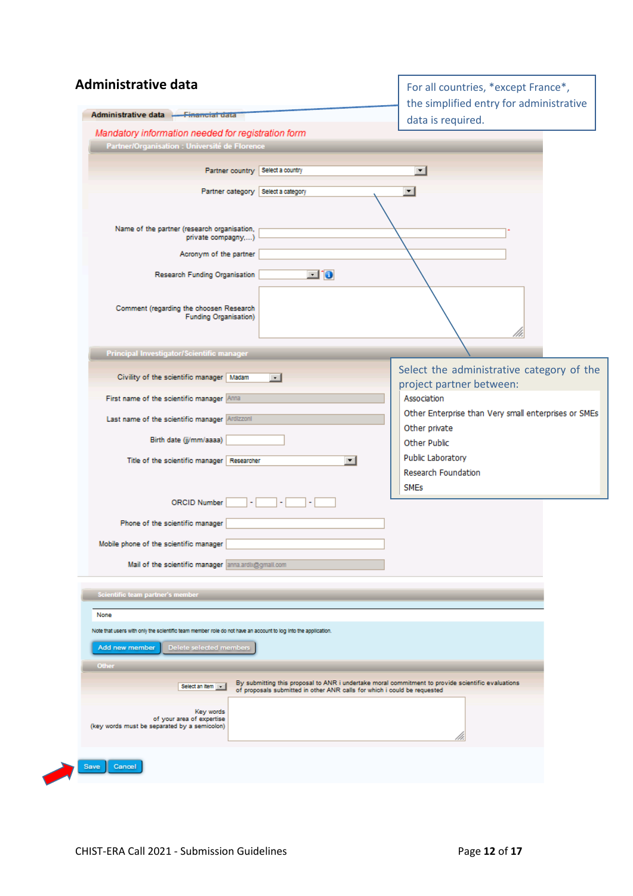## Administrative data

For all countries, *except France*, the simplified entry for administrative data is required.

Administrative data | Financial data

*Mandatory information needed for registration form*

**Partner/Organisation : Université de Florence**

Partner country: Select a country

Partner category: Select a category

Name of the partner (research organisation, private compagny,...)

Acronym of the partner

Research Funding Organisation

Comment (regarding the choosen Research Funding Organisation)

Select the administrative category of the project partner between:

- Association
- Other Enterprise than Very small enterprises or SMEs
- Other private
- Other Public
- Public Laboratory
- Research Foundation
- SMEs

**Principal Investigator/Scientific manager**

Civility of the scientific manager: Madam

First name of the scientific manager: Anna

Last name of the scientific manager: Ardizzoni

Birth date (jj/mm/aaaa)

Title of the scientific manager: Researcher

ORCID Number

Phone of the scientific manager

Mobile phone of the scientific manager

Mail of the scientific manager: anna.ardix@gmail.com

**Scientific team partner's member**

None

Note that users with only the scientific team member role do not have an account to log into the application.

Add new member | Delete selected members

**Other**

Select an item: By submitting this proposal to ANR i undertake moral commitment to provide scientific evaluations of proposals submitted in other ANR calls for which i could be requested

Key words of your area of expertise (key words must be separated by a semicolon)

Save | Cancel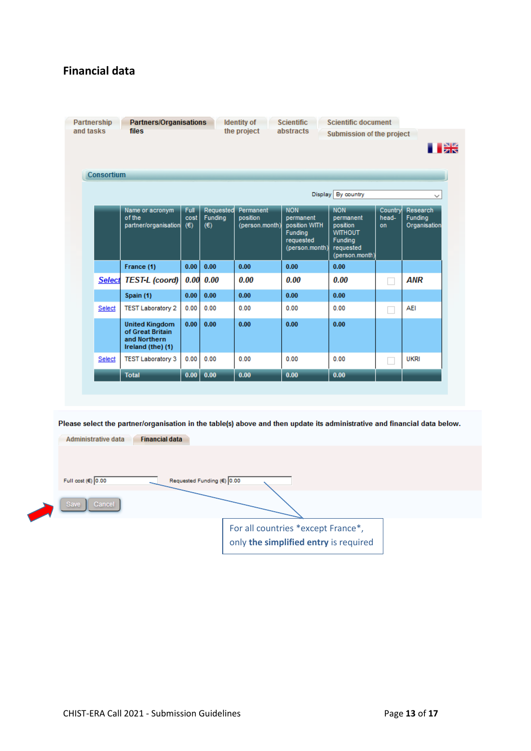## Financial data

Partnership and tasks | Partners/Organisations files | Identity of the project | Scientific abstracts | Scientific document | Submission of the project

**Consortium**

Display: By country

| | Name or acronym of the partner/organisation | Full cost (€) | Requested Funding (€) | Permanent position (person.month) | NON permanent position WITH Funding requested (person.month) | NON permanent position WITHOUT Funding requested (person.month) | Country head-on | Research Funding Organisation |
|---|---|---|---|---|---|---|---|---|
| | **France (1)** | **0.00** | **0.00** | **0.00** | **0.00** | **0.00** | | |
| Select | *TEST-L (coord)* | *0.00* | *0.00* | *0.00* | *0.00* | *0.00* | ☐ | *ANR* |
| | **Spain (1)** | **0.00** | **0.00** | **0.00** | **0.00** | **0.00** | | |
| Select | TEST Laboratory 2 | 0.00 | 0.00 | 0.00 | 0.00 | 0.00 | ☐ | AEI |
| | **United Kingdom of Great Britain and Northern Ireland (the) (1)** | **0.00** | **0.00** | **0.00** | **0.00** | **0.00** | | |
| Select | TEST Laboratory 3 | 0.00 | 0.00 | 0.00 | 0.00 | 0.00 | ☐ | UKRI |
| | **Total** | **0.00** | **0.00** | **0.00** | **0.00** | **0.00** | | |

**Please select the partner/organisation in the table(s) above and then update its administrative and financial data below.**

Administrative data | **Financial data**

Full cost (€) 0.00 Requested Funding (€) 0.00

Save Cancel

For all countries *except France*, only **the simplified entry** is required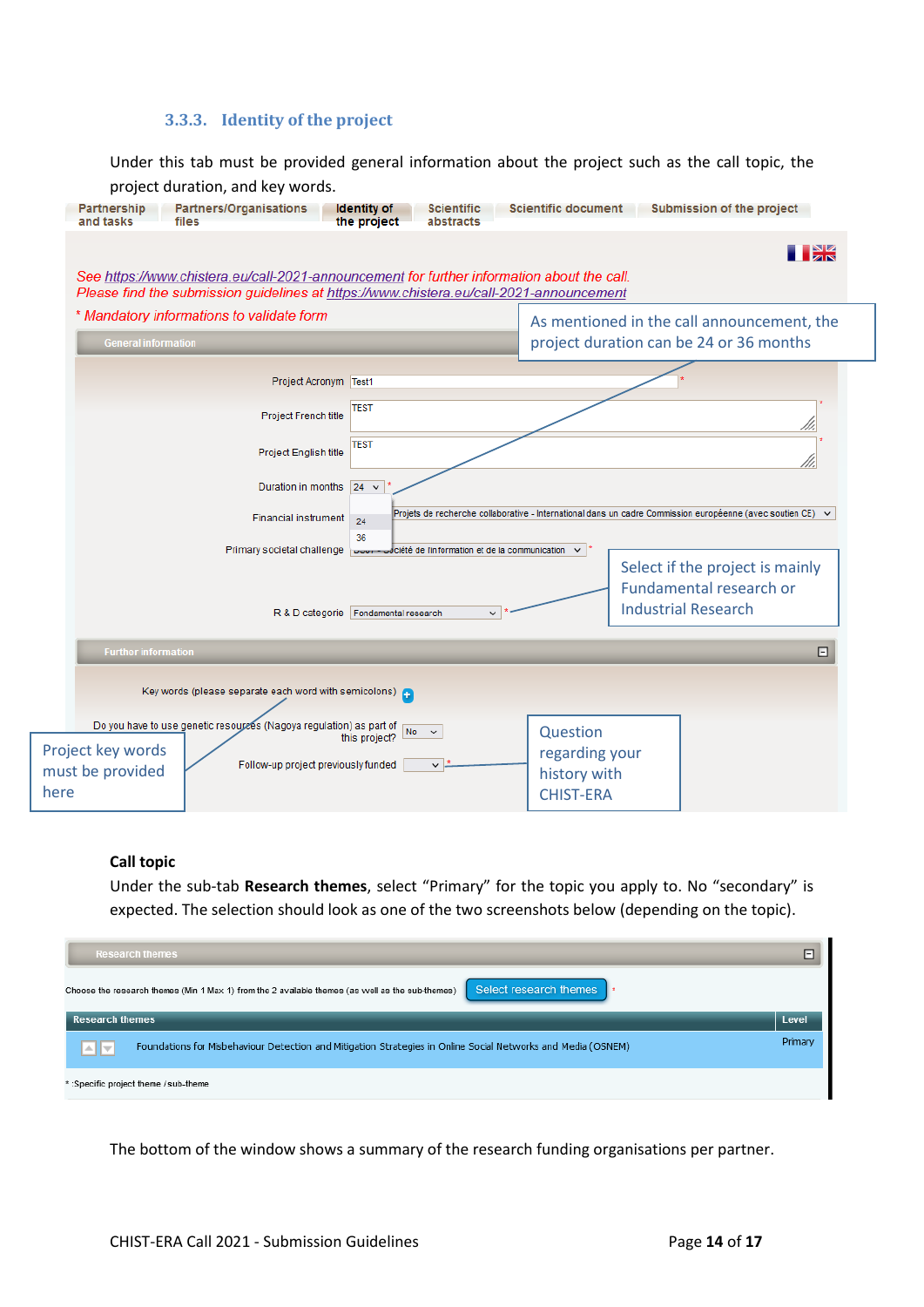### 3.3.3. Identity of the project

Under this tab must be provided general information about the project such as the call topic, the project duration, and key words.

Partnership and tasks | Partners/Organisations files | Identity of the project | Scientific abstracts | Scientific document | Submission of the project

*See https://www.chistera.eu/call-2021-announcement for further information about the call.*
*Please find the submission guidelines at https://www.chistera.eu/call-2021-announcement*

\* *Mandatory informations to validate form*

**General information**

Project Acronym: Test1 *

Project French title: TEST *

Project English title: TEST *

Duration in months: 24 * (options: 24, 36)

Financial instrument: Projets de recherche collaborative - International dans un cadre Commission européenne (avec soutien CE)

Primary societal challenge: Société de l'information et de la communication *

R & D categorie: Fondamental research *

As mentioned in the call announcement, the project duration can be 24 or 36 months

Select if the project is mainly Fundamental research or Industrial Research

**Further information**

Key words (please separate each word with semicolons)

Do you have to use genetic resources (Nagoya regulation) as part of this project? No

Follow-up project previously funded *

Project key words must be provided here

Question regarding your history with CHIST-ERA

**Call topic**

Under the sub-tab **Research themes**, select "Primary" for the topic you apply to. No "secondary" is expected. The selection should look as one of the two screenshots below (depending on the topic).

**Research themes**

Choose the research themes (Min 1 Max 1) from the 2 available themes (as well as the sub-themes) [Select research themes] *

| Research themes | Level |
| --- | --- |
| Foundations for Misbehaviour Detection and Mitigation Strategies in Online Social Networks and Media (OSNEM) | Primary |

\* :Specific project theme / sub-theme

The bottom of the window shows a summary of the research funding organisations per partner.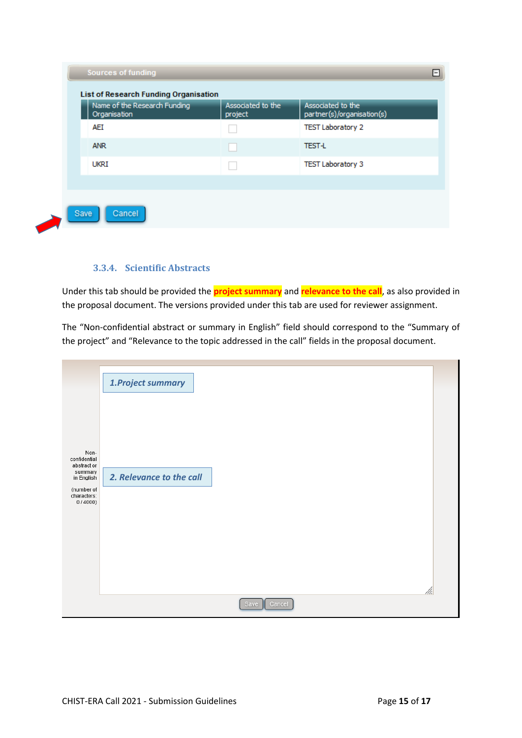Sources of funding

**List of Research Funding Organisation**

| Name of the Research Funding Organisation | Associated to the project | Associated to the partner(s)/organisation(s) |
| --- | --- | --- |
| AEI | ☐ | TEST Laboratory 2 |
| ANR | ☐ | TEST-L |
| UKRI | ☐ | TEST Laboratory 3 |

Save Cancel

### 3.3.4. Scientific Abstracts

Under this tab should be provided the **project summary** and **relevance to the call**, as also provided in the proposal document. The versions provided under this tab are used for reviewer assignment.

The "Non-confidential abstract or summary in English" field should correspond to the "Summary of the project" and "Relevance to the topic addressed in the call" fields in the proposal document.

Non-confidential abstract or summary in English

(number of characters: 0 / 4000)

*1.Project summary*

*2. Relevance to the call*

Save Cancel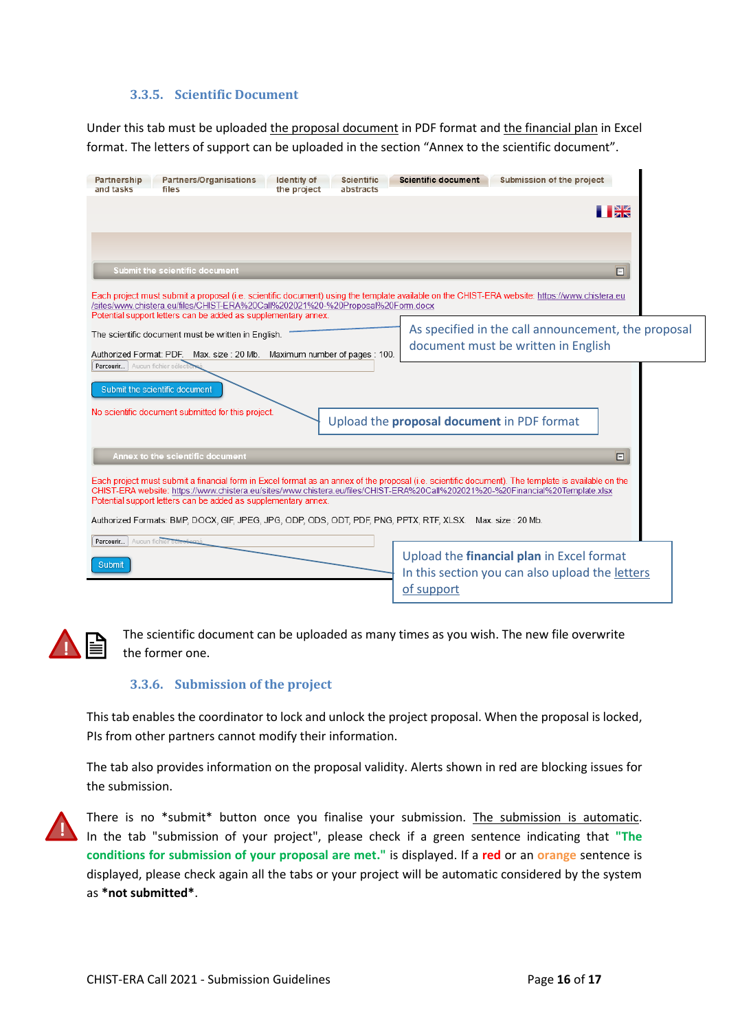### 3.3.5. Scientific Document

Under this tab must be uploaded the proposal document in PDF format and the financial plan in Excel format. The letters of support can be uploaded in the section "Annex to the scientific document".

Partnership and tasks | Partners/Organisations files | Identity of the project | Scientific abstracts | Scientific document | Submission of the project

**Submit the scientific document**

Each project must submit a proposal (i.e. scientific document) using the template available on the CHIST-ERA website: https://www.chistera.eu/sites/www.chistera.eu/files/CHIST-ERA%20Call%202021%20-%20Proposal%20Form.docx
Potential support letters can be added as supplementary annex.

The scientific document must be written in English.

Authorized Format: PDF. Max. size : 20 Mb. Maximum number of pages : 100.

Parcourir... Aucun fichier sélectionné.

Submit the scientific document

No scientific document submitted for this project.

As specified in the call announcement, the proposal document must be written in English

Upload the **proposal document** in PDF format

**Annex to the scientific document**

Each project must submit a financial form in Excel format as an annex of the proposal (i.e. scientific document). The template is available on the CHIST-ERA website: https://www.chistera.eu/sites/www.chistera.eu/files/CHIST-ERA%20Call%202021%20-%20Financial%20Template.xlsx
Potential support letters can be added as supplementary annex.

Authorized Formats: BMP, DOCX, GIF, JPEG, JPG, ODP, ODS, ODT, PDF, PNG, PPTX, RTF, XLSX. Max. size : 20 Mb.

Parcourir... Aucun fichier sélectionné.

Submit

Upload the **financial plan** in Excel format
In this section you can also upload the letters of support

The scientific document can be uploaded as many times as you wish. The new file overwrite the former one.

### 3.3.6. Submission of the project

This tab enables the coordinator to lock and unlock the project proposal. When the proposal is locked, PIs from other partners cannot modify their information.

The tab also provides information on the proposal validity. Alerts shown in red are blocking issues for the submission.

There is no *submit* button once you finalise your submission. The submission is automatic. In the tab "submission of your project", please check if a green sentence indicating that **"The conditions for submission of your proposal are met."** is displayed. If a **red** or an **orange** sentence is displayed, please check again all the tabs or your project will be automatic considered by the system as ***not submitted***.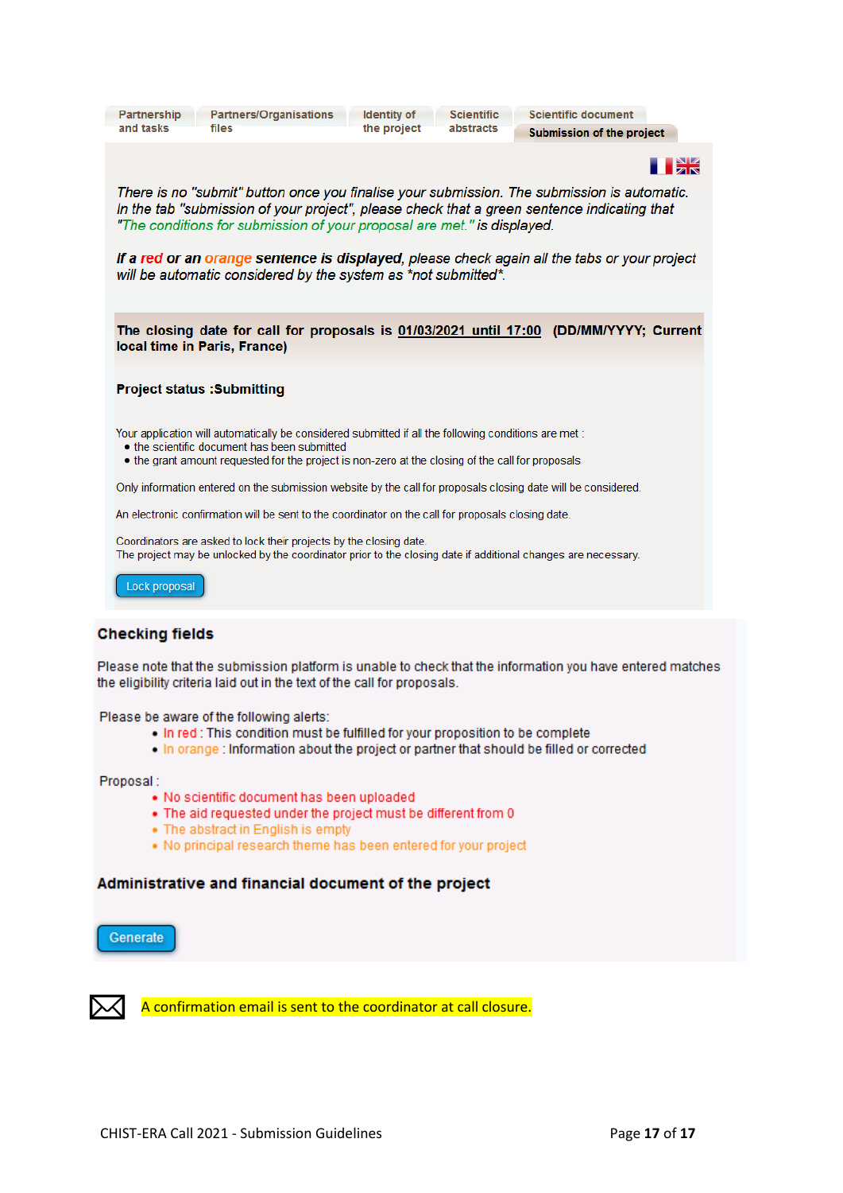Partnership and tasks | Partners/Organisations files | Identity of the project | Scientific abstracts | Scientific document | **Submission of the project**

*There is no "submit" button once you finalise your submission. The submission is automatic. In the tab "submission of your project", please check that a green sentence indicating that "The conditions for submission of your proposal are met." is displayed.*

***If a red or an orange sentence is displayed**, please check again all the tabs or your project will be automatic considered by the system as \*not submitted\*.*

**The closing date for call for proposals is 01/03/2021 until 17:00 (DD/MM/YYYY; Current local time in Paris, France)**

**Project status :Submitting**

Your application will automatically be considered submitted if all the following conditions are met :

- the scientific document has been submitted
- the grant amount requested for the project is non-zero at the closing of the call for proposals

Only information entered on the submission website by the call for proposals closing date will be considered.

An electronic confirmation will be sent to the coordinator on the call for proposals closing date.

Coordinators are asked to lock their projects by the closing date.
The project may be unlocked by the coordinator prior to the closing date if additional changes are necessary.

Lock proposal

## Checking fields

Please note that the submission platform is unable to check that the information you have entered matches the eligibility criteria laid out in the text of the call for proposals.

Please be aware of the following alerts:

- In red : This condition must be fulfilled for your proposition to be complete
- In orange : Information about the project or partner that should be filled or corrected

Proposal :

- No scientific document has been uploaded
- The aid requested under the project must be different from 0
- The abstract in English is empty
- No principal research theme has been entered for your project

## Administrative and financial document of the project

Generate

A confirmation email is sent to the coordinator at call closure.